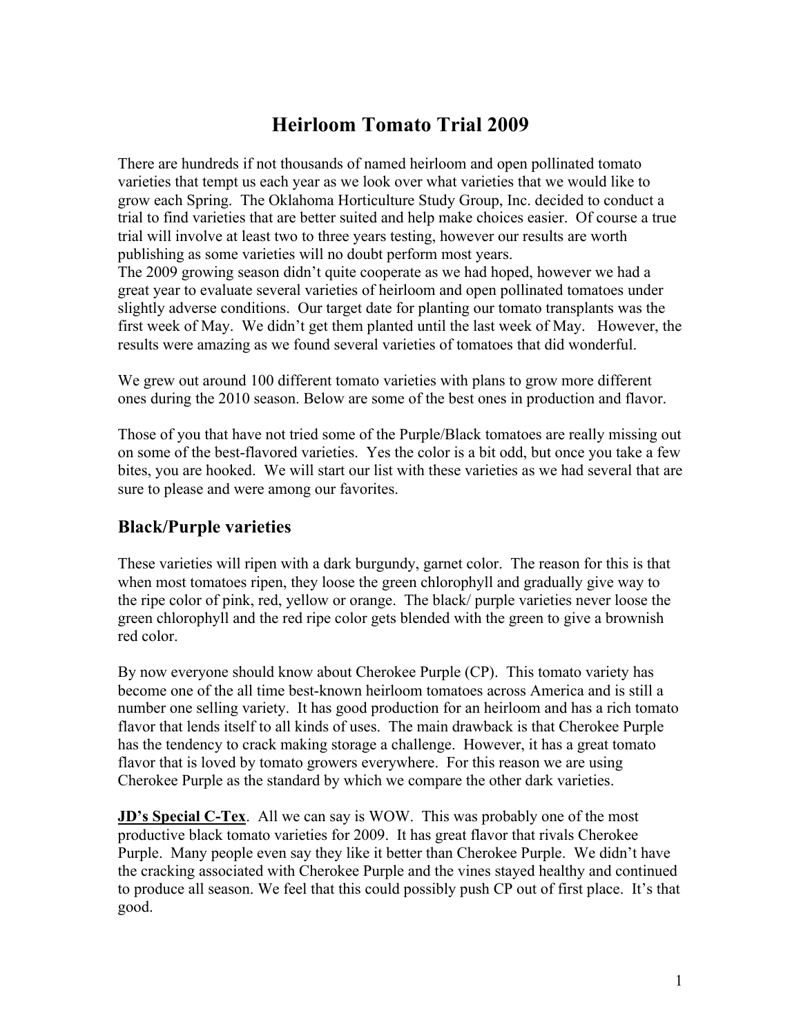# Heirloom Tomato Trial 2009

There are hundreds if not thousands of named heirloom and open pollinated tomato varieties that tempt us each year as we look over what varieties that we would like to grow each Spring. The Oklahoma Horticulture Study Group, Inc. decided to conduct a trial to find varieties that are better suited and help make choices easier. Of course a true trial will involve at least two to three years testing, however our results are worth publishing as some varieties will no doubt perform most years.
The 2009 growing season didn't quite cooperate as we had hoped, however we had a great year to evaluate several varieties of heirloom and open pollinated tomatoes under slightly adverse conditions. Our target date for planting our tomato transplants was the first week of May. We didn't get them planted until the last week of May. However, the results were amazing as we found several varieties of tomatoes that did wonderful.

We grew out around 100 different tomato varieties with plans to grow more different ones during the 2010 season. Below are some of the best ones in production and flavor.

Those of you that have not tried some of the Purple/Black tomatoes are really missing out on some of the best-flavored varieties. Yes the color is a bit odd, but once you take a few bites, you are hooked. We will start our list with these varieties as we had several that are sure to please and were among our favorites.

## Black/Purple varieties

These varieties will ripen with a dark burgundy, garnet color. The reason for this is that when most tomatoes ripen, they loose the green chlorophyll and gradually give way to the ripe color of pink, red, yellow or orange. The black/ purple varieties never loose the green chlorophyll and the red ripe color gets blended with the green to give a brownish red color.

By now everyone should know about Cherokee Purple (CP). This tomato variety has become one of the all time best-known heirloom tomatoes across America and is still a number one selling variety. It has good production for an heirloom and has a rich tomato flavor that lends itself to all kinds of uses. The main drawback is that Cherokee Purple has the tendency to crack making storage a challenge. However, it has a great tomato flavor that is loved by tomato growers everywhere. For this reason we are using Cherokee Purple as the standard by which we compare the other dark varieties.

**<u>JD's Special C-Tex</u>**. All we can say is WOW. This was probably one of the most productive black tomato varieties for 2009. It has great flavor that rivals Cherokee Purple. Many people even say they like it better than Cherokee Purple. We didn't have the cracking associated with Cherokee Purple and the vines stayed healthy and continued to produce all season. We feel that this could possibly push CP out of first place. It's that good.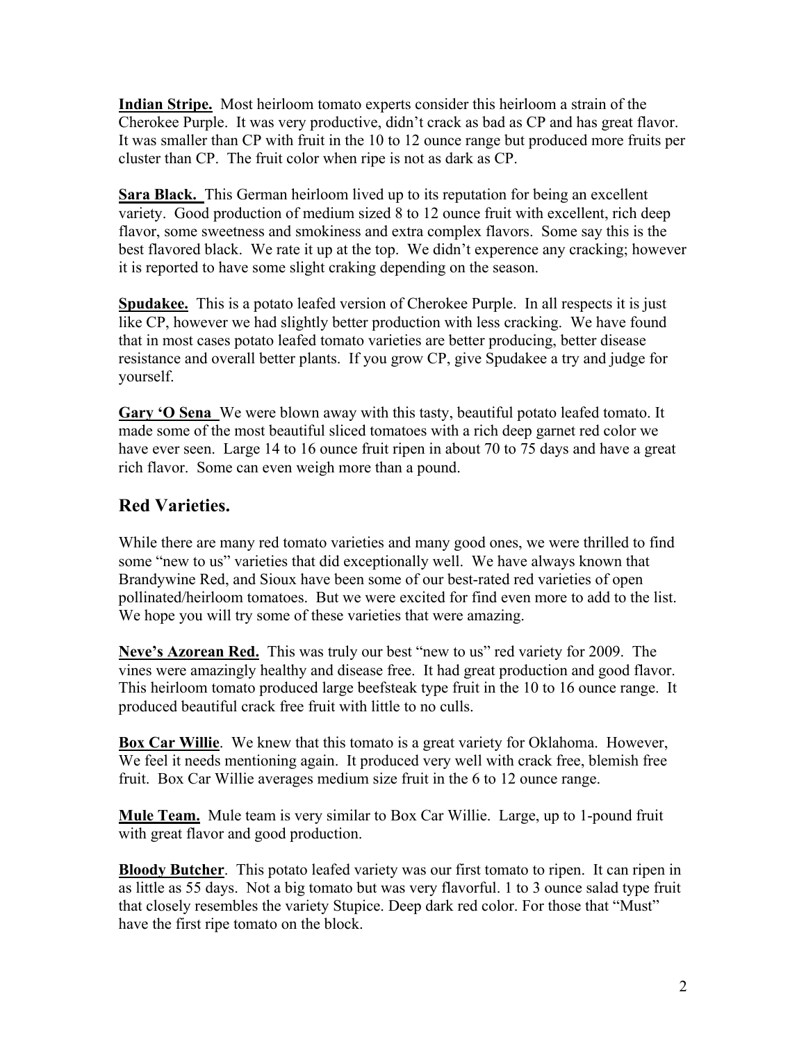**Indian Stripe.** Most heirloom tomato experts consider this heirloom a strain of the Cherokee Purple. It was very productive, didn't crack as bad as CP and has great flavor. It was smaller than CP with fruit in the 10 to 12 ounce range but produced more fruits per cluster than CP. The fruit color when ripe is not as dark as CP.

**Sara Black.** This German heirloom lived up to its reputation for being an excellent variety. Good production of medium sized 8 to 12 ounce fruit with excellent, rich deep flavor, some sweetness and smokiness and extra complex flavors. Some say this is the best flavored black. We rate it up at the top. We didn't experience any cracking; however it is reported to have some slight craking depending on the season.

**Spudakee.** This is a potato leafed version of Cherokee Purple. In all respects it is just like CP, however we had slightly better production with less cracking. We have found that in most cases potato leafed tomato varieties are better producing, better disease resistance and overall better plants. If you grow CP, give Spudakee a try and judge for yourself.

**Gary 'O Sena** We were blown away with this tasty, beautiful potato leafed tomato. It made some of the most beautiful sliced tomatoes with a rich deep garnet red color we have ever seen. Large 14 to 16 ounce fruit ripen in about 70 to 75 days and have a great rich flavor. Some can even weigh more than a pound.

## Red Varieties.

While there are many red tomato varieties and many good ones, we were thrilled to find some "new to us" varieties that did exceptionally well. We have always known that Brandywine Red, and Sioux have been some of our best-rated red varieties of open pollinated/heirloom tomatoes. But we were excited for find even more to add to the list. We hope you will try some of these varieties that were amazing.

**Neve's Azorean Red.** This was truly our best "new to us" red variety for 2009. The vines were amazingly healthy and disease free. It had great production and good flavor. This heirloom tomato produced large beefsteak type fruit in the 10 to 16 ounce range. It produced beautiful crack free fruit with little to no culls.

**Box Car Willie**. We knew that this tomato is a great variety for Oklahoma. However, We feel it needs mentioning again. It produced very well with crack free, blemish free fruit. Box Car Willie averages medium size fruit in the 6 to 12 ounce range.

**Mule Team.** Mule team is very similar to Box Car Willie. Large, up to 1-pound fruit with great flavor and good production.

**Bloody Butcher**. This potato leafed variety was our first tomato to ripen. It can ripen in as little as 55 days. Not a big tomato but was very flavorful. 1 to 3 ounce salad type fruit that closely resembles the variety Stupice. Deep dark red color. For those that "Must" have the first ripe tomato on the block.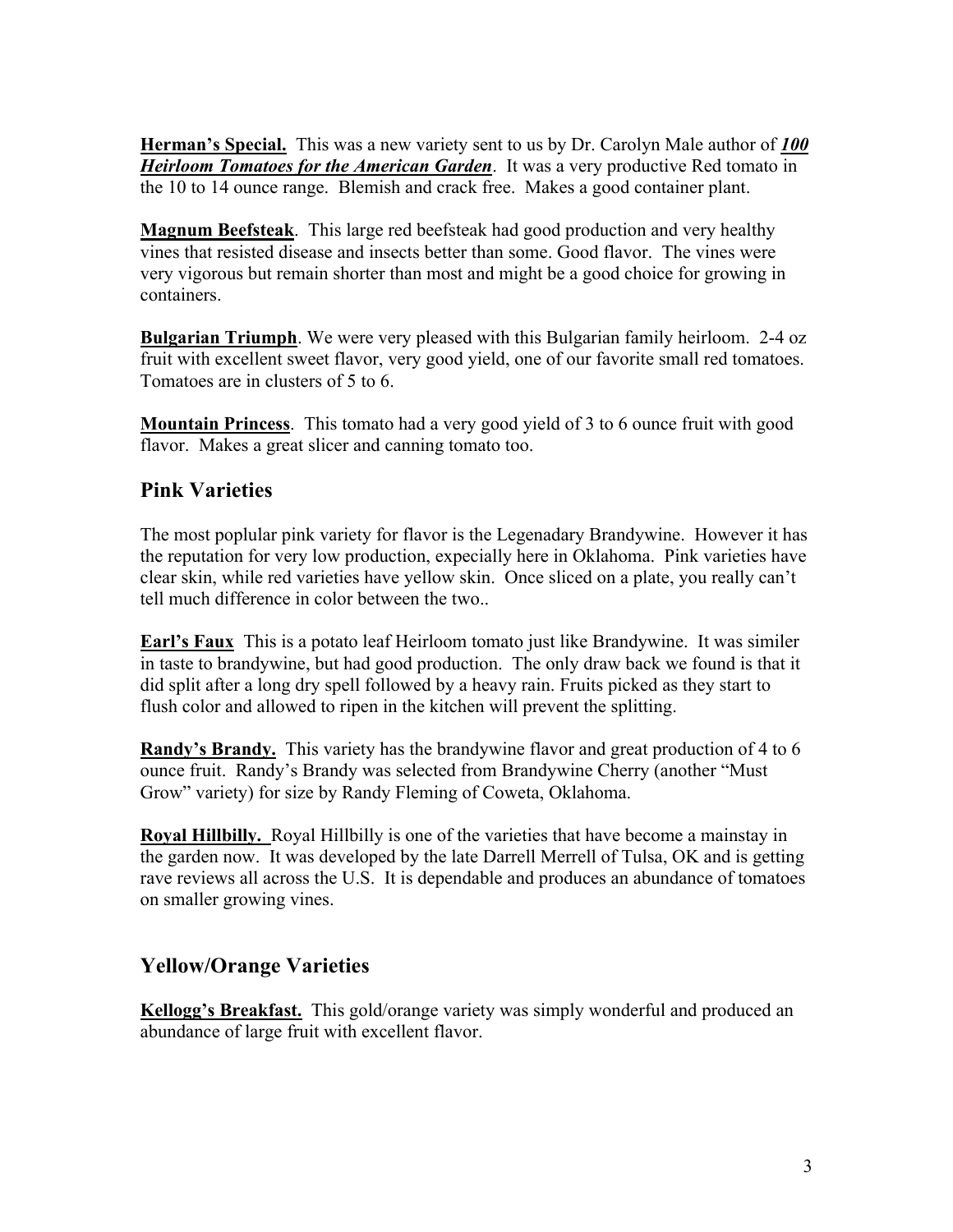**Herman's Special.** This was a new variety sent to us by Dr. Carolyn Male author of ***100 Heirloom Tomatoes for the American Garden***. It was a very productive Red tomato in the 10 to 14 ounce range. Blemish and crack free. Makes a good container plant.

**Magnum Beefsteak**. This large red beefsteak had good production and very healthy vines that resisted disease and insects better than some. Good flavor. The vines were very vigorous but remain shorter than most and might be a good choice for growing in containers.

**Bulgarian Triumph**. We were very pleased with this Bulgarian family heirloom. 2-4 oz fruit with excellent sweet flavor, very good yield, one of our favorite small red tomatoes. Tomatoes are in clusters of 5 to 6.

**Mountain Princess**. This tomato had a very good yield of 3 to 6 ounce fruit with good flavor. Makes a great slicer and canning tomato too.

## Pink Varieties

The most poplular pink variety for flavor is the Legenadary Brandywine. However it has the reputation for very low production, expecially here in Oklahoma. Pink varieties have clear skin, while red varieties have yellow skin. Once sliced on a plate, you really can't tell much difference in color between the two..

**Earl's Faux** This is a potato leaf Heirloom tomato just like Brandywine. It was similer in taste to brandywine, but had good production. The only draw back we found is that it did split after a long dry spell followed by a heavy rain. Fruits picked as they start to flush color and allowed to ripen in the kitchen will prevent the splitting.

**Randy's Brandy.** This variety has the brandywine flavor and great production of 4 to 6 ounce fruit. Randy's Brandy was selected from Brandywine Cherry (another "Must Grow" variety) for size by Randy Fleming of Coweta, Oklahoma.

**Royal Hillbilly.** Royal Hillbilly is one of the varieties that have become a mainstay in the garden now. It was developed by the late Darrell Merrell of Tulsa, OK and is getting rave reviews all across the U.S. It is dependable and produces an abundance of tomatoes on smaller growing vines.

## Yellow/Orange Varieties

**Kellogg's Breakfast.** This gold/orange variety was simply wonderful and produced an abundance of large fruit with excellent flavor.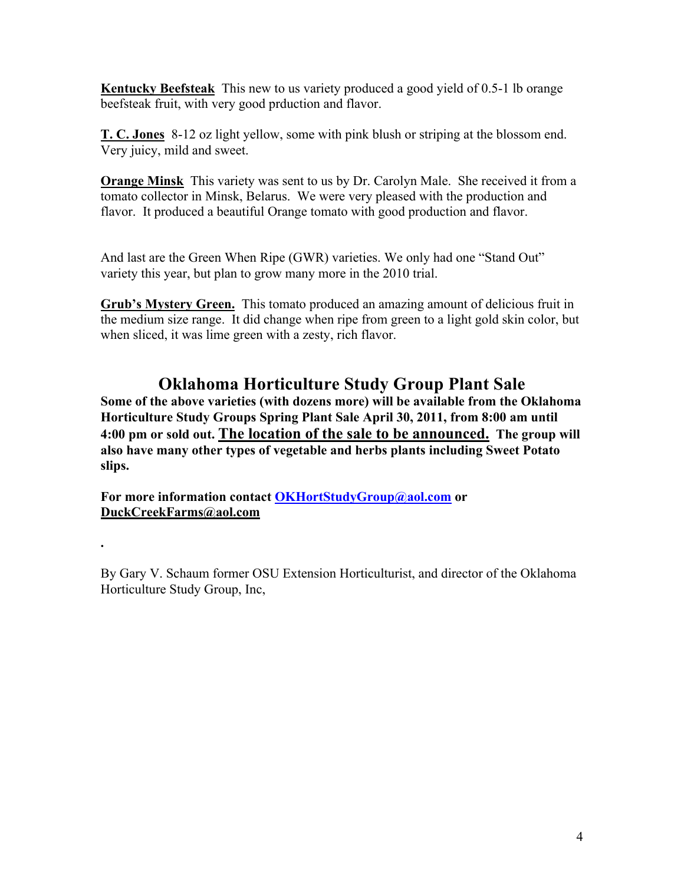**Kentucky Beefsteak** This new to us variety produced a good yield of 0.5-1 lb orange beefsteak fruit, with very good prduction and flavor.

**T. C. Jones** 8-12 oz light yellow, some with pink blush or striping at the blossom end. Very juicy, mild and sweet.

**Orange Minsk** This variety was sent to us by Dr. Carolyn Male. She received it from a tomato collector in Minsk, Belarus. We were very pleased with the production and flavor. It produced a beautiful Orange tomato with good production and flavor.

And last are the Green When Ripe (GWR) varieties. We only had one "Stand Out" variety this year, but plan to grow many more in the 2010 trial.

**Grub's Mystery Green.** This tomato produced an amazing amount of delicious fruit in the medium size range. It did change when ripe from green to a light gold skin color, but when sliced, it was lime green with a zesty, rich flavor.

## Oklahoma Horticulture Study Group Plant Sale

**Some of the above varieties (with dozens more) will be available from the Oklahoma Horticulture Study Groups Spring Plant Sale April 30, 2011, from 8:00 am until 4:00 pm or sold out. The location of the sale to be announced. The group will also have many other types of vegetable and herbs plants including Sweet Potato slips.**

**For more information contact OKHortStudyGroup@aol.com or DuckCreekFarms@aol.com**

.

By Gary V. Schaum former OSU Extension Horticulturist, and director of the Oklahoma Horticulture Study Group, Inc,